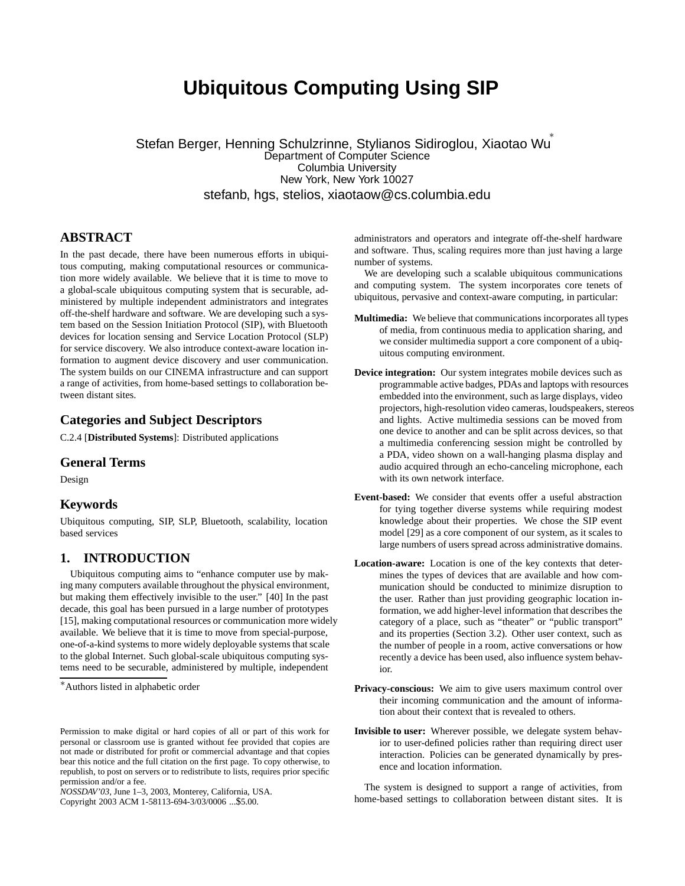# Ubiquitous Computing Using SIP

Stefan Berger, Henning Schulzrinne, Stylianos Sidiroglou, Xiaotao Wu[*]
Department of Computer Science
Columbia University
New York, New York 10027
stefanb, hgs, stelios, xiaotaow@cs.columbia.edu

## ABSTRACT

In the past decade, there have been numerous efforts in ubiquitous computing, making computational resources or communication more widely available. We believe that it is time to move to a global-scale ubiquitous computing system that is securable, administered by multiple independent administrators and integrates off-the-shelf hardware and software. We are developing such a system based on the Session Initiation Protocol (SIP), with Bluetooth devices for location sensing and Service Location Protocol (SLP) for service discovery. We also introduce context-aware location information to augment device discovery and user communication. The system builds on our CINEMA infrastructure and can support a range of activities, from home-based settings to collaboration between distant sites.

## Categories and Subject Descriptors

C.2.4 [**Distributed Systems**]: Distributed applications

## General Terms

Design

## Keywords

Ubiquitous computing, SIP, SLP, Bluetooth, scalability, location based services

## 1. INTRODUCTION

Ubiquitous computing aims to "enhance computer use by making many computers available throughout the physical environment, but making them effectively invisible to the user." [40] In the past decade, this goal has been pursued in a large number of prototypes [15], making computational resources or communication more widely available. We believe that it is time to move from special-purpose, one-of-a-kind systems to more widely deployable systems that scale to the global Internet. Such global-scale ubiquitous computing systems need to be securable, administered by multiple, independent administrators and operators and integrate off-the-shelf hardware and software. Thus, scaling requires more than just having a large number of systems.

We are developing such a scalable ubiquitous communications and computing system. The system incorporates core tenets of ubiquitous, pervasive and context-aware computing, in particular:

**Multimedia:** We believe that communications incorporates all types of media, from continuous media to application sharing, and we consider multimedia support a core component of a ubiquitous computing environment.

**Device integration:** Our system integrates mobile devices such as programmable active badges, PDAs and laptops with resources embedded into the environment, such as large displays, video projectors, high-resolution video cameras, loudspeakers, stereos and lights. Active multimedia sessions can be moved from one device to another and can be split across devices, so that a multimedia conferencing session might be controlled by a PDA, video shown on a wall-hanging plasma display and audio acquired through an echo-canceling microphone, each with its own network interface.

**Event-based:** We consider that events offer a useful abstraction for tying together diverse systems while requiring modest knowledge about their properties. We chose the SIP event model [29] as a core component of our system, as it scales to large numbers of users spread across administrative domains.

**Location-aware:** Location is one of the key contexts that determines the types of devices that are available and how communication should be conducted to minimize disruption to the user. Rather than just providing geographic location information, we add higher-level information that describes the category of a place, such as "theater" or "public transport" and its properties (Section 3.2). Other user context, such as the number of people in a room, active conversations or how recently a device has been used, also influence system behavior.

**Privacy-conscious:** We aim to give users maximum control over their incoming communication and the amount of information about their context that is revealed to others.

**Invisible to user:** Wherever possible, we delegate system behavior to user-defined policies rather than requiring direct user interaction. Policies can be generated dynamically by presence and location information.

The system is designed to support a range of activities, from home-based settings to collaboration between distant sites. It is

[*]Authors listed in alphabetic order

Permission to make digital or hard copies of all or part of this work for personal or classroom use is granted without fee provided that copies are not made or distributed for profit or commercial advantage and that copies bear this notice and the full citation on the first page. To copy otherwise, to republish, to post on servers or to redistribute to lists, requires prior specific permission and/or a fee.
*NOSSDAV'03*, June 1–3, 2003, Monterey, California, USA.
Copyright 2003 ACM 1-58113-694-3/03/0006 ...$5.00.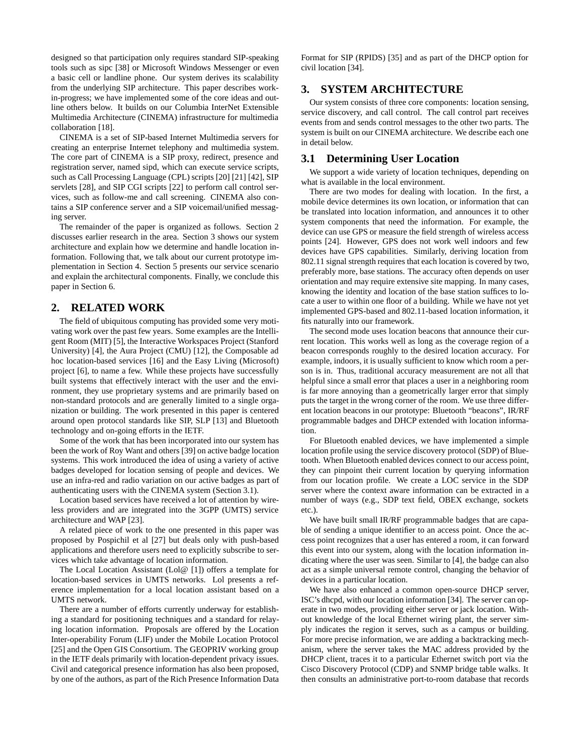designed so that participation only requires standard SIP-speaking tools such as sipc [38] or Microsoft Windows Messenger or even a basic cell or landline phone. Our system derives its scalability from the underlying SIP architecture. This paper describes work-in-progress; we have implemented some of the core ideas and outline others below. It builds on our Columbia InterNet Extensible Multimedia Architecture (CINEMA) infrastructure for multimedia collaboration [18].

CINEMA is a set of SIP-based Internet Multimedia servers for creating an enterprise Internet telephony and multimedia system. The core part of CINEMA is a SIP proxy, redirect, presence and registration server, named sipd, which can execute service scripts, such as Call Processing Language (CPL) scripts [20] [21] [42], SIP servlets [28], and SIP CGI scripts [22] to perform call control services, such as follow-me and call screening. CINEMA also contains a SIP conference server and a SIP voicemail/unified messaging server.

The remainder of the paper is organized as follows. Section 2 discusses earlier research in the area. Section 3 shows our system architecture and explain how we determine and handle location information. Following that, we talk about our current prototype implementation in Section 4. Section 5 presents our service scenario and explain the architectural components. Finally, we conclude this paper in Section 6.

## 2. RELATED WORK

The field of ubiquitous computing has provided some very motivating work over the past few years. Some examples are the Intelligent Room (MIT) [5], the Interactive Workspaces Project (Stanford University) [4], the Aura Project (CMU) [12], the Composable ad hoc location-based services [16] and the Easy Living (Microsoft) project [6], to name a few. While these projects have successfully built systems that effectively interact with the user and the environment, they use proprietary systems and are primarily based on non-standard protocols and are generally limited to a single organization or building. The work presented in this paper is centered around open protocol standards like SIP, SLP [13] and Bluetooth technology and on-going efforts in the IETF.

Some of the work that has been incorporated into our system has been the work of Roy Want and others [39] on active badge location systems. This work introduced the idea of using a variety of active badges developed for location sensing of people and devices. We use an infra-red and radio variation on our active badges as part of authenticating users with the CINEMA system (Section 3.1).

Location based services have received a lot of attention by wireless providers and are integrated into the 3GPP (UMTS) service architecture and WAP [23].

A related piece of work to the one presented in this paper was proposed by Pospichil et al [27] but deals only with push-based applications and therefore users need to explicitly subscribe to services which take advantage of location information.

The Local Location Assistant (Lol@ [1]) offers a template for location-based services in UMTS networks. Lol presents a reference implementation for a local location assistant based on a UMTS network.

There are a number of efforts currently underway for establishing a standard for positioning techniques and a standard for relaying location information. Proposals are offered by the Location Inter-operability Forum (LIF) under the Mobile Location Protocol [25] and the Open GIS Consortium. The GEOPRIV working group in the IETF deals primarily with location-dependent privacy issues. Civil and categorical presence information has also been proposed, by one of the authors, as part of the Rich Presence Information Data Format for SIP (RPIDS) [35] and as part of the DHCP option for civil location [34].

## 3. SYSTEM ARCHITECTURE

Our system consists of three core components: location sensing, service discovery, and call control. The call control part receives events from and sends control messages to the other two parts. The system is built on our CINEMA architecture. We describe each one in detail below.

### 3.1 Determining User Location

We support a wide variety of location techniques, depending on what is available in the local environment.

There are two modes for dealing with location. In the first, a mobile device determines its own location, or information that can be translated into location information, and announces it to other system components that need the information. For example, the device can use GPS or measure the field strength of wireless access points [24]. However, GPS does not work well indoors and few devices have GPS capabilities. Similarly, deriving location from 802.11 signal strength requires that each location is covered by two, preferably more, base stations. The accuracy often depends on user orientation and may require extensive site mapping. In many cases, knowing the identity and location of the base station suffices to locate a user to within one floor of a building. While we have not yet implemented GPS-based and 802.11-based location information, it fits naturally into our framework.

The second mode uses location beacons that announce their current location. This works well as long as the coverage region of a beacon corresponds roughly to the desired location accuracy. For example, indoors, it is usually sufficient to know which room a person is in. Thus, traditional accuracy measurement are not all that helpful since a small error that places a user in a neighboring room is far more annoying than a geometrically larger error that simply puts the target in the wrong corner of the room. We use three different location beacons in our prototype: Bluetooth "beacons", IR/RF programmable badges and DHCP extended with location information.

For Bluetooth enabled devices, we have implemented a simple location profile using the service discovery protocol (SDP) of Bluetooth. When Bluetooth enabled devices connect to our access point, they can pinpoint their current location by querying information from our location profile. We create a LOC service in the SDP server where the context aware information can be extracted in a number of ways (e.g., SDP text field, OBEX exchange, sockets etc.).

We have built small IR/RF programmable badges that are capable of sending a unique identifier to an access point. Once the access point recognizes that a user has entered a room, it can forward this event into our system, along with the location information indicating where the user was seen. Similar to [4], the badge can also act as a simple universal remote control, changing the behavior of devices in a particular location.

We have also enhanced a common open-source DHCP server, ISC's dhcpd, with our location information [34]. The server can operate in two modes, providing either server or jack location. Without knowledge of the local Ethernet wiring plant, the server simply indicates the region it serves, such as a campus or building. For more precise information, we are adding a backtracking mechanism, where the server takes the MAC address provided by the DHCP client, traces it to a particular Ethernet switch port via the Cisco Discovery Protocol (CDP) and SNMP bridge table walks. It then consults an administrative port-to-room database that records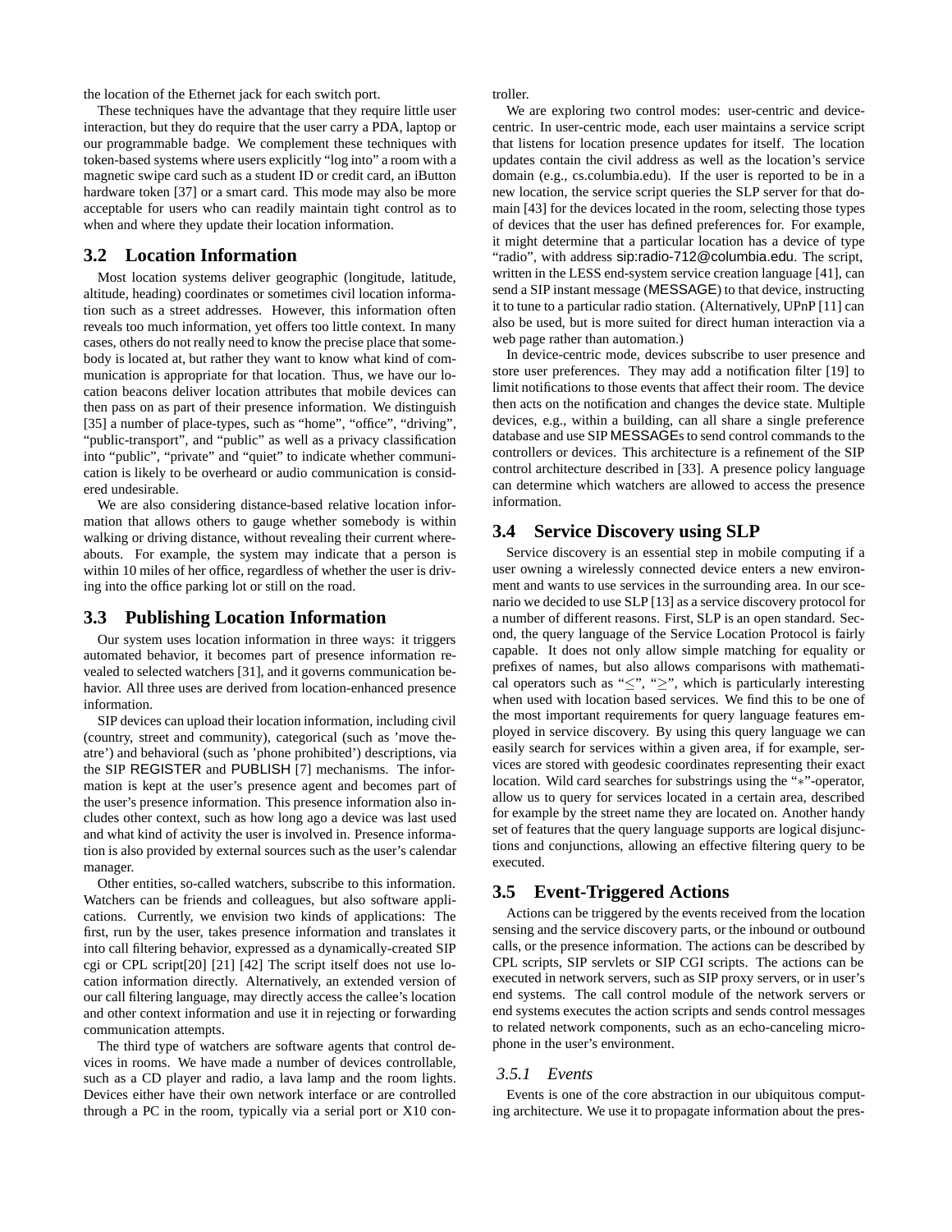the location of the Ethernet jack for each switch port.

These techniques have the advantage that they require little user interaction, but they do require that the user carry a PDA, laptop or our programmable badge. We complement these techniques with token-based systems where users explicitly "log into" a room with a magnetic swipe card such as a student ID or credit card, an iButton hardware token [37] or a smart card. This mode may also be more acceptable for users who can readily maintain tight control as to when and where they update their location information.

## 3.2 Location Information

Most location systems deliver geographic (longitude, latitude, altitude, heading) coordinates or sometimes civil location information such as a street addresses. However, this information often reveals too much information, yet offers too little context. In many cases, others do not really need to know the precise place that somebody is located at, but rather they want to know what kind of communication is appropriate for that location. Thus, we have our location beacons deliver location attributes that mobile devices can then pass on as part of their presence information. We distinguish [35] a number of place-types, such as "home", "office", "driving", "public-transport", and "public" as well as a privacy classification into "public", "private" and "quiet" to indicate whether communication is likely to be overheard or audio communication is considered undesirable.

We are also considering distance-based relative location information that allows others to gauge whether somebody is within walking or driving distance, without revealing their current whereabouts. For example, the system may indicate that a person is within 10 miles of her office, regardless of whether the user is driving into the office parking lot or still on the road.

## 3.3 Publishing Location Information

Our system uses location information in three ways: it triggers automated behavior, it becomes part of presence information revealed to selected watchers [31], and it governs communication behavior. All three uses are derived from location-enhanced presence information.

SIP devices can upload their location information, including civil (country, street and community), categorical (such as 'move theatre') and behavioral (such as 'phone prohibited') descriptions, via the SIP REGISTER and PUBLISH [7] mechanisms. The information is kept at the user's presence agent and becomes part of the user's presence information. This presence information also includes other context, such as how long ago a device was last used and what kind of activity the user is involved in. Presence information is also provided by external sources such as the user's calendar manager.

Other entities, so-called watchers, subscribe to this information. Watchers can be friends and colleagues, but also software applications. Currently, we envision two kinds of applications: The first, run by the user, takes presence information and translates it into call filtering behavior, expressed as a dynamically-created SIP cgi or CPL script[20] [21] [42] The script itself does not use location information directly. Alternatively, an extended version of our call filtering language, may directly access the callee's location and other context information and use it in rejecting or forwarding communication attempts.

The third type of watchers are software agents that control devices in rooms. We have made a number of devices controllable, such as a CD player and radio, a lava lamp and the room lights. Devices either have their own network interface or are controlled through a PC in the room, typically via a serial port or X10 controller.

We are exploring two control modes: user-centric and device-centric. In user-centric mode, each user maintains a service script that listens for location presence updates for itself. The location updates contain the civil address as well as the location's service domain (e.g., cs.columbia.edu). If the user is reported to be in a new location, the service script queries the SLP server for that domain [43] for the devices located in the room, selecting those types of devices that the user has defined preferences for. For example, it might determine that a particular location has a device of type "radio", with address sip:radio-712@columbia.edu. The script, written in the LESS end-system service creation language [41], can send a SIP instant message (MESSAGE) to that device, instructing it to tune to a particular radio station. (Alternatively, UPnP [11] can also be used, but is more suited for direct human interaction via a web page rather than automation.)

In device-centric mode, devices subscribe to user presence and store user preferences. They may add a notification filter [19] to limit notifications to those events that affect their room. The device then acts on the notification and changes the device state. Multiple devices, e.g., within a building, can all share a single preference database and use SIP MESSAGEs to send control commands to the controllers or devices. This architecture is a refinement of the SIP control architecture described in [33]. A presence policy language can determine which watchers are allowed to access the presence information.

## 3.4 Service Discovery using SLP

Service discovery is an essential step in mobile computing if a user owning a wirelessly connected device enters a new environment and wants to use services in the surrounding area. In our scenario we decided to use SLP [13] as a service discovery protocol for a number of different reasons. First, SLP is an open standard. Second, the query language of the Service Location Protocol is fairly capable. It does not only allow simple matching for equality or prefixes of names, but also allows comparisons with mathematical operators such as "$\leq$", "$\geq$", which is particularly interesting when used with location based services. We find this to be one of the most important requirements for query language features employed in service discovery. By using this query language we can easily search for services within a given area, if for example, services are stored with geodesic coordinates representing their exact location. Wild card searches for substrings using the "$*$"-operator, allow us to query for services located in a certain area, described for example by the street name they are located on. Another handy set of features that the query language supports are logical disjunctions and conjunctions, allowing an effective filtering query to be executed.

## 3.5 Event-Triggered Actions

Actions can be triggered by the events received from the location sensing and the service discovery parts, or the inbound or outbound calls, or the presence information. The actions can be described by CPL scripts, SIP servlets or SIP CGI scripts. The actions can be executed in network servers, such as SIP proxy servers, or in user's end systems. The call control module of the network servers or end systems executes the action scripts and sends control messages to related network components, such as an echo-canceling microphone in the user's environment.

### *3.5.1 Events*

Events is one of the core abstraction in our ubiquitous computing architecture. We use it to propagate information about the pres-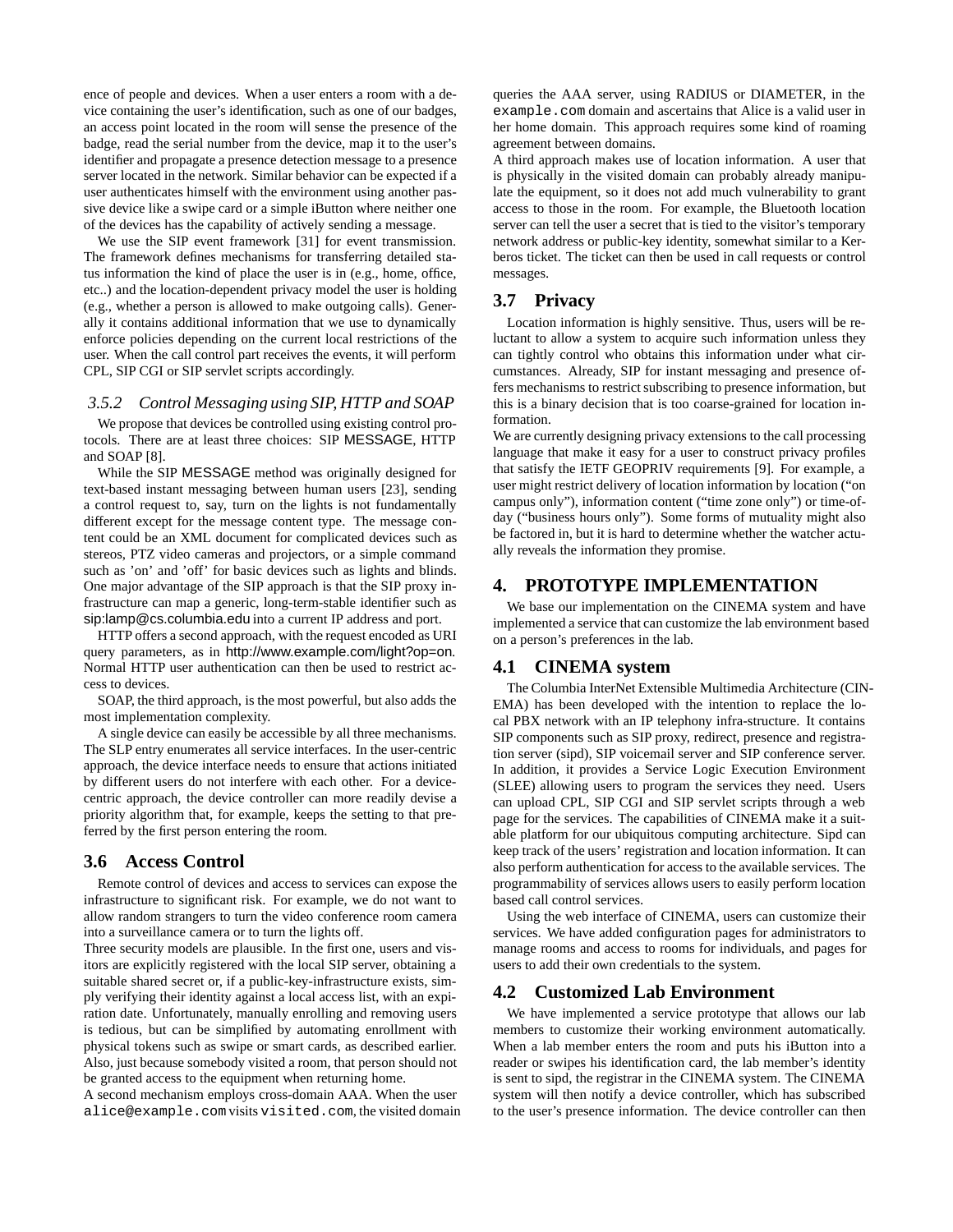ence of people and devices. When a user enters a room with a device containing the user's identification, such as one of our badges, an access point located in the room will sense the presence of the badge, read the serial number from the device, map it to the user's identifier and propagate a presence detection message to a presence server located in the network. Similar behavior can be expected if a user authenticates himself with the environment using another passive device like a swipe card or a simple iButton where neither one of the devices has the capability of actively sending a message.

We use the SIP event framework [31] for event transmission. The framework defines mechanisms for transferring detailed status information the kind of place the user is in (e.g., home, office, etc..) and the location-dependent privacy model the user is holding (e.g., whether a person is allowed to make outgoing calls). Generally it contains additional information that we use to dynamically enforce policies depending on the current local restrictions of the user. When the call control part receives the events, it will perform CPL, SIP CGI or SIP servlet scripts accordingly.

#### 3.5.2 Control Messaging using SIP, HTTP and SOAP

We propose that devices be controlled using existing control protocols. There are at least three choices: SIP MESSAGE, HTTP and SOAP [8].

While the SIP MESSAGE method was originally designed for text-based instant messaging between human users [23], sending a control request to, say, turn on the lights is not fundamentally different except for the message content type. The message content could be an XML document for complicated devices such as stereos, PTZ video cameras and projectors, or a simple command such as 'on' and 'off' for basic devices such as lights and blinds. One major advantage of the SIP approach is that the SIP proxy infrastructure can map a generic, long-term-stable identifier such as sip:lamp@cs.columbia.edu into a current IP address and port.

HTTP offers a second approach, with the request encoded as URI query parameters, as in http://www.example.com/light?op=on. Normal HTTP user authentication can then be used to restrict access to devices.

SOAP, the third approach, is the most powerful, but also adds the most implementation complexity.

A single device can easily be accessible by all three mechanisms. The SLP entry enumerates all service interfaces. In the user-centric approach, the device interface needs to ensure that actions initiated by different users do not interfere with each other. For a device-centric approach, the device controller can more readily devise a priority algorithm that, for example, keeps the setting to that preferred by the first person entering the room.

### 3.6 Access Control

Remote control of devices and access to services can expose the infrastructure to significant risk. For example, we do not want to allow random strangers to turn the video conference room camera into a surveillance camera or to turn the lights off.

Three security models are plausible. In the first one, users and visitors are explicitly registered with the local SIP server, obtaining a suitable shared secret or, if a public-key-infrastructure exists, simply verifying their identity against a local access list, with an expiration date. Unfortunately, manually enrolling and removing users is tedious, but can be simplified by automating enrollment with physical tokens such as swipe or smart cards, as described earlier. Also, just because somebody visited a room, that person should not be granted access to the equipment when returning home.

A second mechanism employs cross-domain AAA. When the user alice@example.com visits visited.com, the visited domain queries the AAA server, using RADIUS or DIAMETER, in the example.com domain and ascertains that Alice is a valid user in her home domain. This approach requires some kind of roaming agreement between domains.

A third approach makes use of location information. A user that is physically in the visited domain can probably already manipulate the equipment, so it does not add much vulnerability to grant access to those in the room. For example, the Bluetooth location server can tell the user a secret that is tied to the visitor's temporary network address or public-key identity, somewhat similar to a Kerberos ticket. The ticket can then be used in call requests or control messages.

### 3.7 Privacy

Location information is highly sensitive. Thus, users will be reluctant to allow a system to acquire such information unless they can tightly control who obtains this information under what circumstances. Already, SIP for instant messaging and presence offers mechanisms to restrict subscribing to presence information, but this is a binary decision that is too coarse-grained for location information.

We are currently designing privacy extensions to the call processing language that make it easy for a user to construct privacy profiles that satisfy the IETF GEOPRIV requirements [9]. For example, a user might restrict delivery of location information by location ("on campus only"), information content ("time zone only") or time-of-day ("business hours only"). Some forms of mutuality might also be factored in, but it is hard to determine whether the watcher actually reveals the information they promise.

## 4. PROTOTYPE IMPLEMENTATION

We base our implementation on the CINEMA system and have implemented a service that can customize the lab environment based on a person's preferences in the lab.

### 4.1 CINEMA system

The Columbia InterNet Extensible Multimedia Architecture (CINEMA) has been developed with the intention to replace the local PBX network with an IP telephony infra-structure. It contains SIP components such as SIP proxy, redirect, presence and registration server (sipd), SIP voicemail server and SIP conference server. In addition, it provides a Service Logic Execution Environment (SLEE) allowing users to program the services they need. Users can upload CPL, SIP CGI and SIP servlet scripts through a web page for the services. The capabilities of CINEMA make it a suitable platform for our ubiquitous computing architecture. Sipd can keep track of the users' registration and location information. It can also perform authentication for access to the available services. The programmability of services allows users to easily perform location based call control services.

Using the web interface of CINEMA, users can customize their services. We have added configuration pages for administrators to manage rooms and access to rooms for individuals, and pages for users to add their own credentials to the system.

### 4.2 Customized Lab Environment

We have implemented a service prototype that allows our lab members to customize their working environment automatically. When a lab member enters the room and puts his iButton into a reader or swipes his identification card, the lab member's identity is sent to sipd, the registrar in the CINEMA system. The CINEMA system will then notify a device controller, which has subscribed to the user's presence information. The device controller can then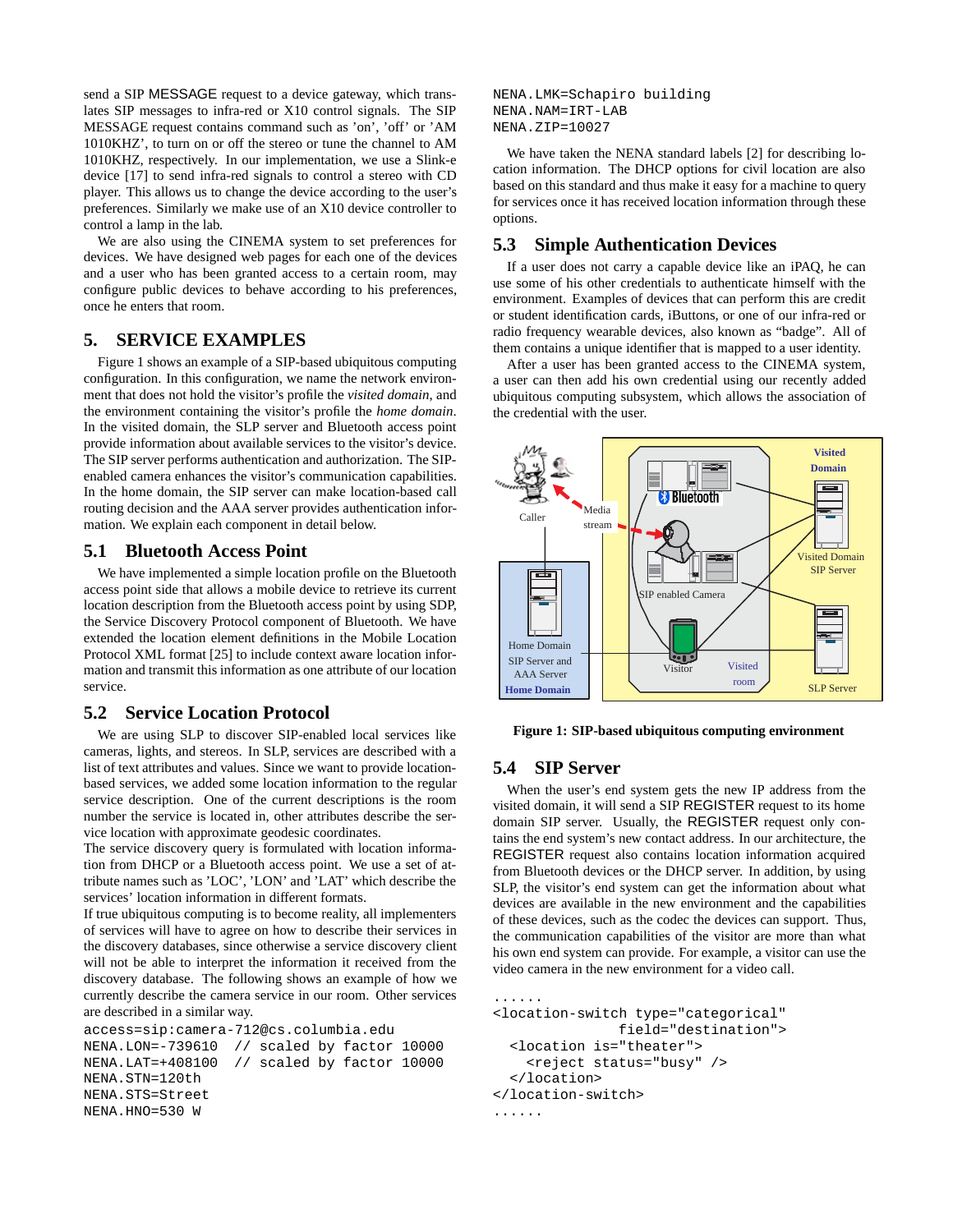send a SIP MESSAGE request to a device gateway, which translates SIP messages to infra-red or X10 control signals. The SIP MESSAGE request contains command such as 'on', 'off' or 'AM 1010KHZ', to turn on or off the stereo or tune the channel to AM 1010KHZ, respectively. In our implementation, we use a Slink-e device [17] to send infra-red signals to control a stereo with CD player. This allows us to change the device according to the user's preferences. Similarly we make use of an X10 device controller to control a lamp in the lab.

We are also using the CINEMA system to set preferences for devices. We have designed web pages for each one of the devices and a user who has been granted access to a certain room, may configure public devices to behave according to his preferences, once he enters that room.

## 5. SERVICE EXAMPLES

Figure 1 shows an example of a SIP-based ubiquitous computing configuration. In this configuration, we name the network environment that does not hold the visitor's profile the *visited domain*, and the environment containing the visitor's profile the *home domain*. In the visited domain, the SLP server and Bluetooth access point provide information about available services to the visitor's device. The SIP server performs authentication and authorization. The SIP-enabled camera enhances the visitor's communication capabilities. In the home domain, the SIP server can make location-based call routing decision and the AAA server provides authentication information. We explain each component in detail below.

### 5.1 Bluetooth Access Point

We have implemented a simple location profile on the Bluetooth access point side that allows a mobile device to retrieve its current location description from the Bluetooth access point by using SDP, the Service Discovery Protocol component of Bluetooth. We have extended the location element definitions in the Mobile Location Protocol XML format [25] to include context aware location information and transmit this information as one attribute of our location service.

### 5.2 Service Location Protocol

We are using SLP to discover SIP-enabled local services like cameras, lights, and stereos. In SLP, services are described with a list of text attributes and values. Since we want to provide location-based services, we added some location information to the regular service description. One of the current descriptions is the room number the service is located in, other attributes describe the service location with approximate geodesic coordinates.

The service discovery query is formulated with location information from DHCP or a Bluetooth access point. We use a set of attribute names such as 'LOC', 'LON' and 'LAT' which describe the services' location information in different formats.

If true ubiquitous computing is to become reality, all implementers of services will have to agree on how to describe their services in the discovery databases, since otherwise a service discovery client will not be able to interpret the information it received from the discovery database. The following shows an example of how we currently describe the camera service in our room. Other services are described in a similar way.

```
access=sip:camera-712@cs.columbia.edu
NENA.LON=-739610  // scaled by factor 10000
NENA.LAT=+408100  // scaled by factor 10000
NENA.STN=120th
NENA.STS=Street
NENA.HNO=530 W
NENA.LMK=Schapiro building
NENA.NAM=IRT-LAB
NENA.ZIP=10027
```

We have taken the NENA standard labels [2] for describing location information. The DHCP options for civil location are also based on this standard and thus make it easy for a machine to query for services once it has received location information through these options.

### 5.3 Simple Authentication Devices

If a user does not carry a capable device like an iPAQ, he can use some of his other credentials to authenticate himself with the environment. Examples of devices that can perform this are credit or student identification cards, iButtons, or one of our infra-red or radio frequency wearable devices, also known as "badge". All of them contains a unique identifier that is mapped to a user identity.

After a user has been granted access to the CINEMA system, a user can then add his own credential using our recently added ubiquitous computing subsystem, which allows the association of the credential with the user.

**Figure 1: SIP-based ubiquitous computing environment**

### 5.4 SIP Server

When the user's end system gets the new IP address from the visited domain, it will send a SIP REGISTER request to its home domain SIP server. Usually, the REGISTER request only contains the end system's new contact address. In our architecture, the REGISTER request also contains location information acquired from Bluetooth devices or the DHCP server. In addition, by using SLP, the visitor's end system can get the information about what devices are available in the new environment and the capabilities of these devices, such as the codec the devices can support. Thus, the communication capabilities of the visitor are more than what his own end system can provide. For example, a visitor can use the video camera in the new environment for a video call.

```
......
<location-switch type="categorical"
               field="destination">
  <location is="theater">
    <reject status="busy" />
  </location>
</location-switch>
......
```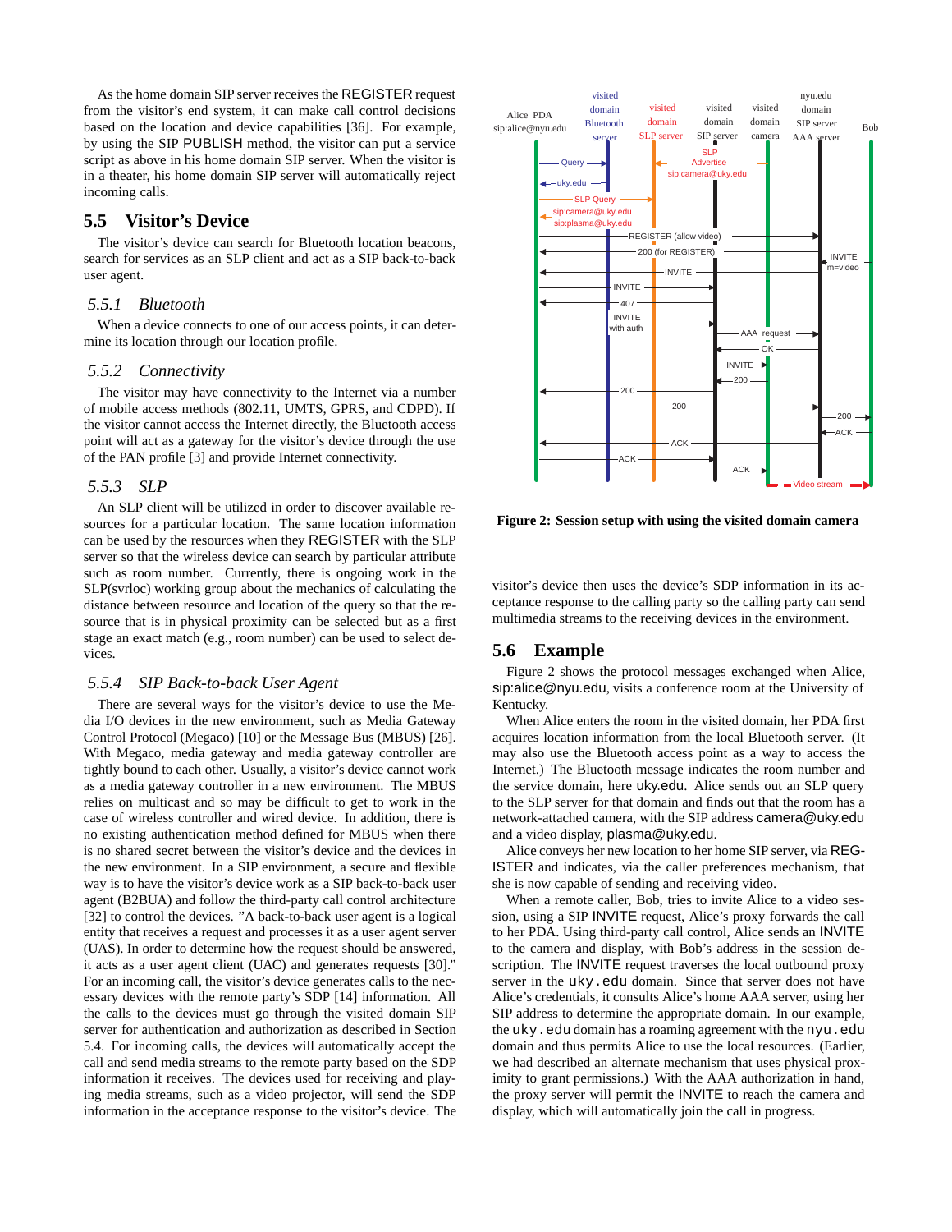As the home domain SIP server receives the REGISTER request from the visitor's end system, it can make call control decisions based on the location and device capabilities [36]. For example, by using the SIP PUBLISH method, the visitor can put a service script as above in his home domain SIP server. When the visitor is in a theater, his home domain SIP server will automatically reject incoming calls.

## 5.5 Visitor's Device

The visitor's device can search for Bluetooth location beacons, search for services as an SLP client and act as a SIP back-to-back user agent.

### 5.5.1 *Bluetooth*

When a device connects to one of our access points, it can determine its location through our location profile.

### 5.5.2 *Connectivity*

The visitor may have connectivity to the Internet via a number of mobile access methods (802.11, UMTS, GPRS, and CDPD). If the visitor cannot access the Internet directly, the Bluetooth access point will act as a gateway for the visitor's device through the use of the PAN profile [3] and provide Internet connectivity.

### 5.5.3 *SLP*

An SLP client will be utilized in order to discover available resources for a particular location. The same location information can be used by the resources when they REGISTER with the SLP server so that the wireless device can search by particular attribute such as room number. Currently, there is ongoing work in the SLP(svrloc) working group about the mechanics of calculating the distance between resource and location of the query so that the resource that is in physical proximity can be selected but as a first stage an exact match (e.g., room number) can be used to select devices.

### 5.5.4 *SIP Back-to-back User Agent*

There are several ways for the visitor's device to use the Media I/O devices in the new environment, such as Media Gateway Control Protocol (Megaco) [10] or the Message Bus (MBUS) [26]. With Megaco, media gateway and media gateway controller are tightly bound to each other. Usually, a visitor's device cannot work as a media gateway controller in a new environment. The MBUS relies on multicast and so may be difficult to get to work in the case of wireless controller and wired device. In addition, there is no existing authentication method defined for MBUS when there is no shared secret between the visitor's device and the devices in the new environment. In a SIP environment, a secure and flexible way is to have the visitor's device work as a SIP back-to-back user agent (B2BUA) and follow the third-party call control architecture [32] to control the devices. "A back-to-back user agent is a logical entity that receives a request and processes it as a user agent server (UAS). In order to determine how the request should be answered, it acts as a user agent client (UAC) and generates requests [30]." For an incoming call, the visitor's device generates calls to the necessary devices with the remote party's SDP [14] information. All the calls to the devices must go through the visited domain SIP server for authentication and authorization as described in Section 5.4. For incoming calls, the devices will automatically accept the call and send media streams to the remote party based on the SDP information it receives. The devices used for receiving and playing media streams, such as a video projector, will send the SDP information in the acceptance response to the visitor's device. The visitor's device then uses the device's SDP information in its acceptance response to the calling party so the calling party can send multimedia streams to the receiving devices in the environment.

**Figure 2: Session setup with using the visited domain camera**

## 5.6 Example

Figure 2 shows the protocol messages exchanged when Alice, sip:alice@nyu.edu, visits a conference room at the University of Kentucky.

When Alice enters the room in the visited domain, her PDA first acquires location information from the local Bluetooth server. (It may also use the Bluetooth access point as a way to access the Internet.) The Bluetooth message indicates the room number and the service domain, here uky.edu. Alice sends out an SLP query to the SLP server for that domain and finds out that the room has a network-attached camera, with the SIP address camera@uky.edu and a video display, plasma@uky.edu.

Alice conveys her new location to her home SIP server, via REGISTER and indicates, via the caller preferences mechanism, that she is now capable of sending and receiving video.

When a remote caller, Bob, tries to invite Alice to a video session, using a SIP INVITE request, Alice's proxy forwards the call to her PDA. Using third-party call control, Alice sends an INVITE to the camera and display, with Bob's address in the session description. The INVITE request traverses the local outbound proxy server in the uky.edu domain. Since that server does not have Alice's credentials, it consults Alice's home AAA server, using her SIP address to determine the appropriate domain. In our example, the uky.edu domain has a roaming agreement with the nyu.edu domain and thus permits Alice to use the local resources. (Earlier, we had described an alternate mechanism that uses physical proximity to grant permissions.) With the AAA authorization in hand, the proxy server will permit the INVITE to reach the camera and display, which will automatically join the call in progress.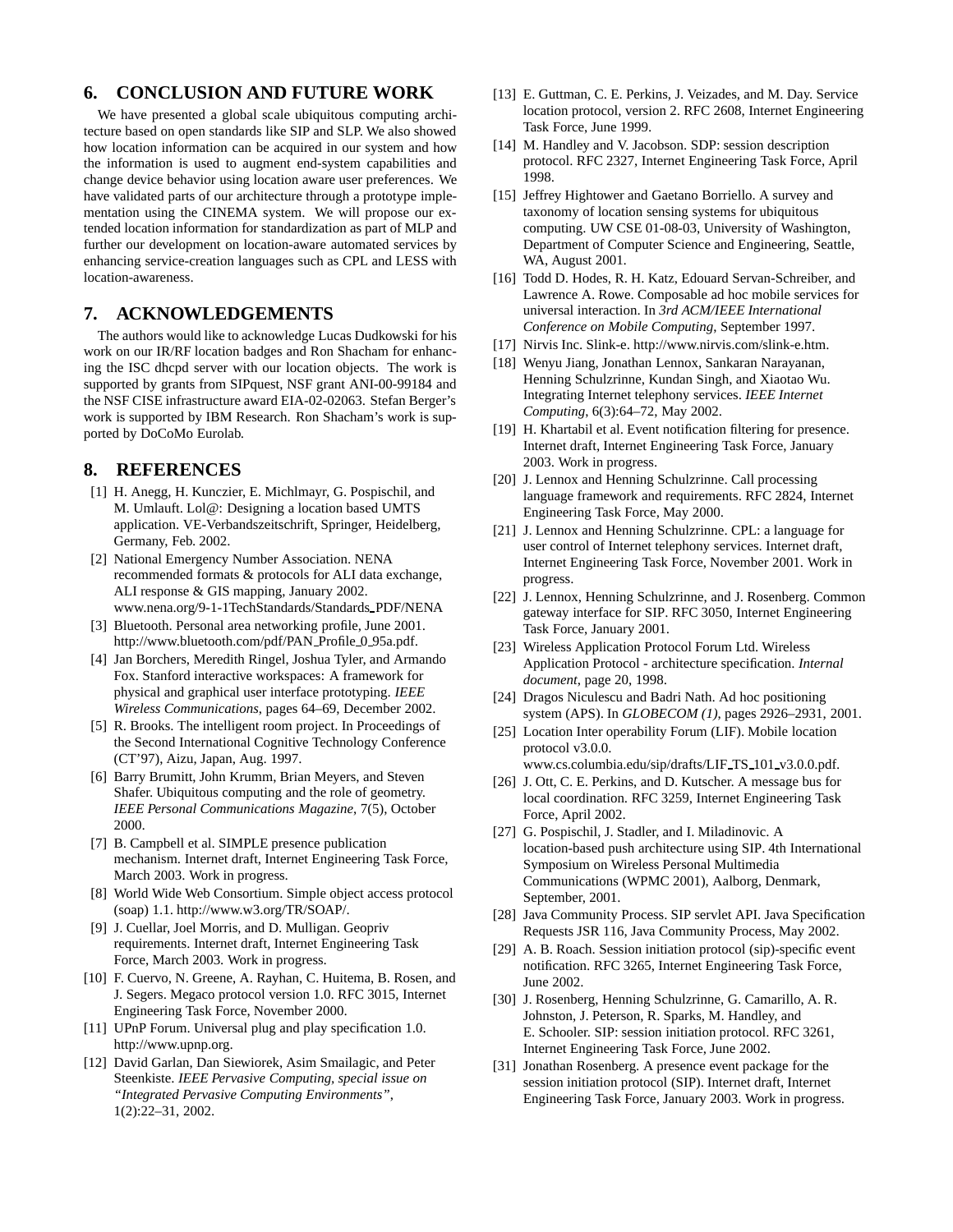## 6. CONCLUSION AND FUTURE WORK

We have presented a global scale ubiquitous computing architecture based on open standards like SIP and SLP. We also showed how location information can be acquired in our system and how the information is used to augment end-system capabilities and change device behavior using location aware user preferences. We have validated parts of our architecture through a prototype implementation using the CINEMA system. We will propose our extended location information for standardization as part of MLP and further our development on location-aware automated services by enhancing service-creation languages such as CPL and LESS with location-awareness.

## 7. ACKNOWLEDGEMENTS

The authors would like to acknowledge Lucas Dudkowski for his work on our IR/RF location badges and Ron Shacham for enhancing the ISC dhcpd server with our location objects. The work is supported by grants from SIPquest, NSF grant ANI-00-99184 and the NSF CISE infrastructure award EIA-02-02063. Stefan Berger's work is supported by IBM Research. Ron Shacham's work is supported by DoCoMo Eurolab.

## 8. REFERENCES

[1] H. Anegg, H. Kunczier, E. Michlmayr, G. Pospischil, and M. Umlauft. Lol@: Designing a location based UMTS application. VE-Verbandszeitschrift, Springer, Heidelberg, Germany, Feb. 2002.

[2] National Emergency Number Association. NENA recommended formats & protocols for ALI data exchange, ALI response & GIS mapping, January 2002. www.nena.org/9-1-1TechStandards/Standards_PDF/NENA

[3] Bluetooth. Personal area networking profile, June 2001. http://www.bluetooth.com/pdf/PAN_Profile_0_95a.pdf.

[4] Jan Borchers, Meredith Ringel, Joshua Tyler, and Armando Fox. Stanford interactive workspaces: A framework for physical and graphical user interface prototyping. *IEEE Wireless Communications*, pages 64–69, December 2002.

[5] R. Brooks. The intelligent room project. In Proceedings of the Second International Cognitive Technology Conference (CT'97), Aizu, Japan, Aug. 1997.

[6] Barry Brumitt, John Krumm, Brian Meyers, and Steven Shafer. Ubiquitous computing and the role of geometry. *IEEE Personal Communications Magazine*, 7(5), October 2000.

[7] B. Campbell et al. SIMPLE presence publication mechanism. Internet draft, Internet Engineering Task Force, March 2003. Work in progress.

[8] World Wide Web Consortium. Simple object access protocol (soap) 1.1. http://www.w3.org/TR/SOAP/.

[9] J. Cuellar, Joel Morris, and D. Mulligan. Geopriv requirements. Internet draft, Internet Engineering Task Force, March 2003. Work in progress.

[10] F. Cuervo, N. Greene, A. Rayhan, C. Huitema, B. Rosen, and J. Segers. Megaco protocol version 1.0. RFC 3015, Internet Engineering Task Force, November 2000.

[11] UPnP Forum. Universal plug and play specification 1.0. http://www.upnp.org.

[12] David Garlan, Dan Siewiorek, Asim Smailagic, and Peter Steenkiste. *IEEE Pervasive Computing, special issue on "Integrated Pervasive Computing Environments"*, 1(2):22–31, 2002.

[13] E. Guttman, C. E. Perkins, J. Veizades, and M. Day. Service location protocol, version 2. RFC 2608, Internet Engineering Task Force, June 1999.

[14] M. Handley and V. Jacobson. SDP: session description protocol. RFC 2327, Internet Engineering Task Force, April 1998.

[15] Jeffrey Hightower and Gaetano Borriello. A survey and taxonomy of location sensing systems for ubiquitous computing. UW CSE 01-08-03, University of Washington, Department of Computer Science and Engineering, Seattle, WA, August 2001.

[16] Todd D. Hodes, R. H. Katz, Edouard Servan-Schreiber, and Lawrence A. Rowe. Composable ad hoc mobile services for universal interaction. In *3rd ACM/IEEE International Conference on Mobile Computing*, September 1997.

[17] Nirvis Inc. Slink-e. http://www.nirvis.com/slink-e.htm.

[18] Wenyu Jiang, Jonathan Lennox, Sankaran Narayanan, Henning Schulzrinne, Kundan Singh, and Xiaotao Wu. Integrating Internet telephony services. *IEEE Internet Computing*, 6(3):64–72, May 2002.

[19] H. Khartabil et al. Event notification filtering for presence. Internet draft, Internet Engineering Task Force, January 2003. Work in progress.

[20] J. Lennox and Henning Schulzrinne. Call processing language framework and requirements. RFC 2824, Internet Engineering Task Force, May 2000.

[21] J. Lennox and Henning Schulzrinne. CPL: a language for user control of Internet telephony services. Internet draft, Internet Engineering Task Force, November 2001. Work in progress.

[22] J. Lennox, Henning Schulzrinne, and J. Rosenberg. Common gateway interface for SIP. RFC 3050, Internet Engineering Task Force, January 2001.

[23] Wireless Application Protocol Forum Ltd. Wireless Application Protocol - architecture specification. *Internal document*, page 20, 1998.

[24] Dragos Niculescu and Badri Nath. Ad hoc positioning system (APS). In *GLOBECOM (1)*, pages 2926–2931, 2001.

[25] Location Inter operability Forum (LIF). Mobile location protocol v3.0.0. www.cs.columbia.edu/sip/drafts/LIF_TS_101_v3.0.0.pdf.

[26] J. Ott, C. E. Perkins, and D. Kutscher. A message bus for local coordination. RFC 3259, Internet Engineering Task Force, April 2002.

[27] G. Pospischil, J. Stadler, and I. Miladinovic. A location-based push architecture using SIP. 4th International Symposium on Wireless Personal Multimedia Communications (WPMC 2001), Aalborg, Denmark, September, 2001.

[28] Java Community Process. SIP servlet API. Java Specification Requests JSR 116, Java Community Process, May 2002.

[29] A. B. Roach. Session initiation protocol (sip)-specific event notification. RFC 3265, Internet Engineering Task Force, June 2002.

[30] J. Rosenberg, Henning Schulzrinne, G. Camarillo, A. R. Johnston, J. Peterson, R. Sparks, M. Handley, and E. Schooler. SIP: session initiation protocol. RFC 3261, Internet Engineering Task Force, June 2002.

[31] Jonathan Rosenberg. A presence event package for the session initiation protocol (SIP). Internet draft, Internet Engineering Task Force, January 2003. Work in progress.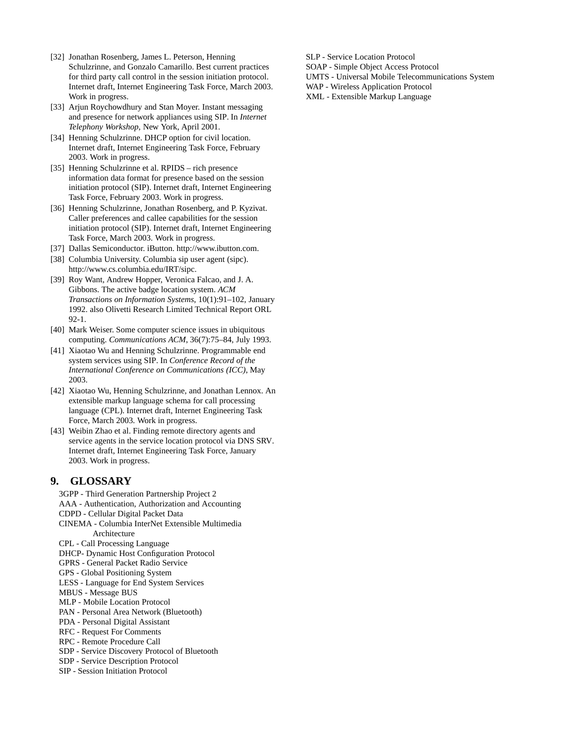[32] Jonathan Rosenberg, James L. Peterson, Henning Schulzrinne, and Gonzalo Camarillo. Best current practices for third party call control in the session initiation protocol. Internet draft, Internet Engineering Task Force, March 2003. Work in progress.

[33] Arjun Roychowdhury and Stan Moyer. Instant messaging and presence for network appliances using SIP. In *Internet Telephony Workshop*, New York, April 2001.

[34] Henning Schulzrinne. DHCP option for civil location. Internet draft, Internet Engineering Task Force, February 2003. Work in progress.

[35] Henning Schulzrinne et al. RPIDS – rich presence information data format for presence based on the session initiation protocol (SIP). Internet draft, Internet Engineering Task Force, February 2003. Work in progress.

[36] Henning Schulzrinne, Jonathan Rosenberg, and P. Kyzivat. Caller preferences and callee capabilities for the session initiation protocol (SIP). Internet draft, Internet Engineering Task Force, March 2003. Work in progress.

[37] Dallas Semiconductor. iButton. http://www.ibutton.com.

[38] Columbia University. Columbia sip user agent (sipc). http://www.cs.columbia.edu/IRT/sipc.

[39] Roy Want, Andrew Hopper, Veronica Falcao, and J. A. Gibbons. The active badge location system. *ACM Transactions on Information Systems*, 10(1):91–102, January 1992. also Olivetti Research Limited Technical Report ORL 92-1.

[40] Mark Weiser. Some computer science issues in ubiquitous computing. *Communications ACM*, 36(7):75–84, July 1993.

[41] Xiaotao Wu and Henning Schulzrinne. Programmable end system services using SIP. In *Conference Record of the International Conference on Communications (ICC)*, May 2003.

[42] Xiaotao Wu, Henning Schulzrinne, and Jonathan Lennox. An extensible markup language schema for call processing language (CPL). Internet draft, Internet Engineering Task Force, March 2003. Work in progress.

[43] Weibin Zhao et al. Finding remote directory agents and service agents in the service location protocol via DNS SRV. Internet draft, Internet Engineering Task Force, January 2003. Work in progress.

## 9. GLOSSARY

3GPP - Third Generation Partnership Project 2
AAA - Authentication, Authorization and Accounting
CDPD - Cellular Digital Packet Data
CINEMA - Columbia InterNet Extensible Multimedia Architecture
CPL - Call Processing Language
DHCP- Dynamic Host Configuration Protocol
GPRS - General Packet Radio Service
GPS - Global Positioning System
LESS - Language for End System Services
MBUS - Message BUS
MLP - Mobile Location Protocol
PAN - Personal Area Network (Bluetooth)
PDA - Personal Digital Assistant
RFC - Request For Comments
RPC - Remote Procedure Call
SDP - Service Discovery Protocol of Bluetooth
SDP - Service Description Protocol
SIP - Session Initiation Protocol
SLP - Service Location Protocol
SOAP - Simple Object Access Protocol
UMTS - Universal Mobile Telecommunications System
WAP - Wireless Application Protocol
XML - Extensible Markup Language